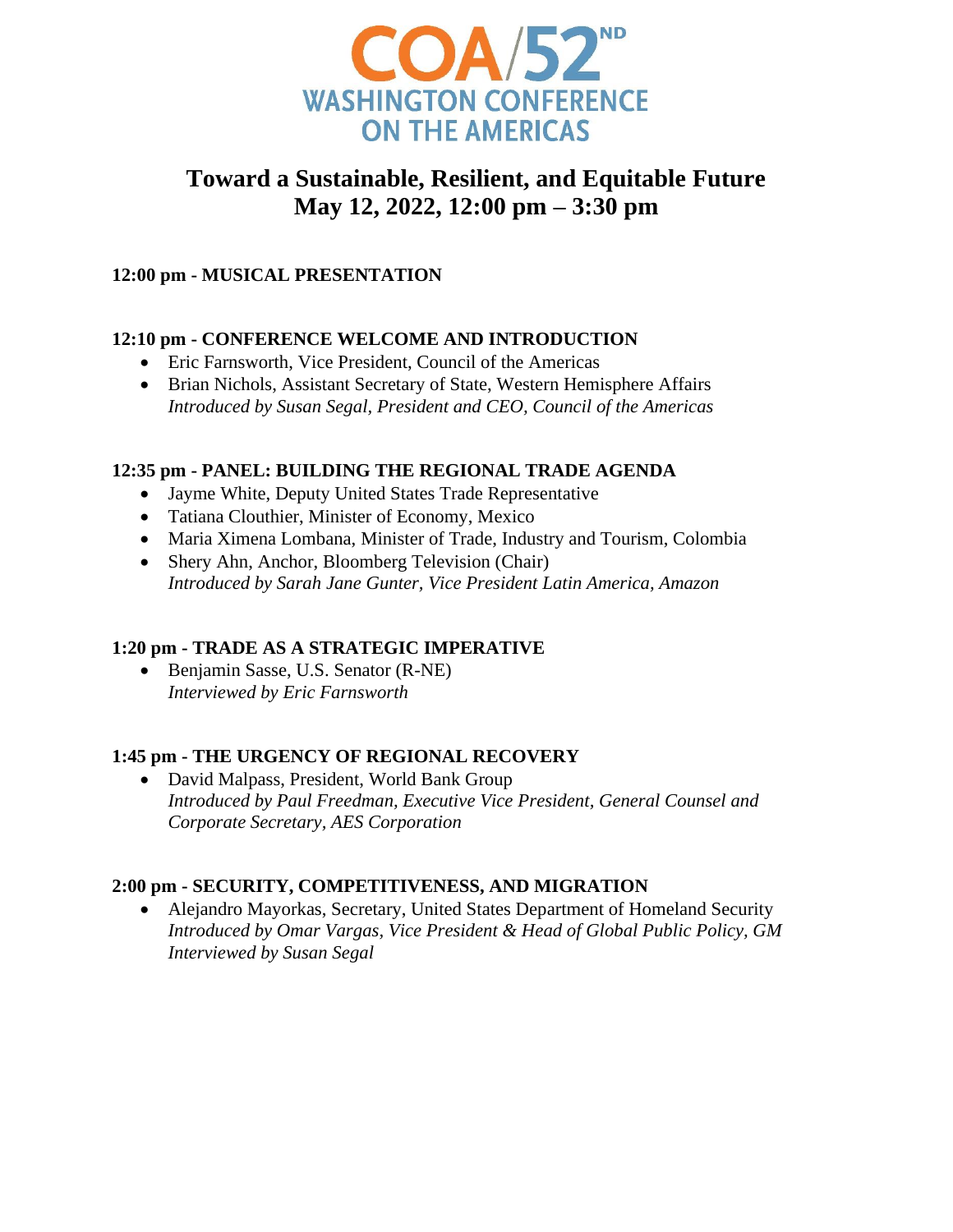COA/52[ND]

WASHINGTON CONFERENCE ON THE AMERICAS

# Toward a Sustainable, Resilient, and Equitable Future
# May 12, 2022, 12:00 pm – 3:30 pm

**12:00 pm - MUSICAL PRESENTATION**

**12:10 pm - CONFERENCE WELCOME AND INTRODUCTION**

- Eric Farnsworth, Vice President, Council of the Americas
- Brian Nichols, Assistant Secretary of State, Western Hemisphere Affairs
  *Introduced by Susan Segal, President and CEO, Council of the Americas*

**12:35 pm - PANEL: BUILDING THE REGIONAL TRADE AGENDA**

- Jayme White, Deputy United States Trade Representative
- Tatiana Clouthier, Minister of Economy, Mexico
- Maria Ximena Lombana, Minister of Trade, Industry and Tourism, Colombia
- Shery Ahn, Anchor, Bloomberg Television (Chair)
  *Introduced by Sarah Jane Gunter, Vice President Latin America, Amazon*

**1:20 pm - TRADE AS A STRATEGIC IMPERATIVE**

- Benjamin Sasse, U.S. Senator (R-NE)
  *Interviewed by Eric Farnsworth*

**1:45 pm - THE URGENCY OF REGIONAL RECOVERY**

- David Malpass, President, World Bank Group
  *Introduced by Paul Freedman, Executive Vice President, General Counsel and Corporate Secretary, AES Corporation*

**2:00 pm - SECURITY, COMPETITIVENESS, AND MIGRATION**

- Alejandro Mayorkas, Secretary, United States Department of Homeland Security
  *Introduced by Omar Vargas, Vice President & Head of Global Public Policy, GM*
  *Interviewed by Susan Segal*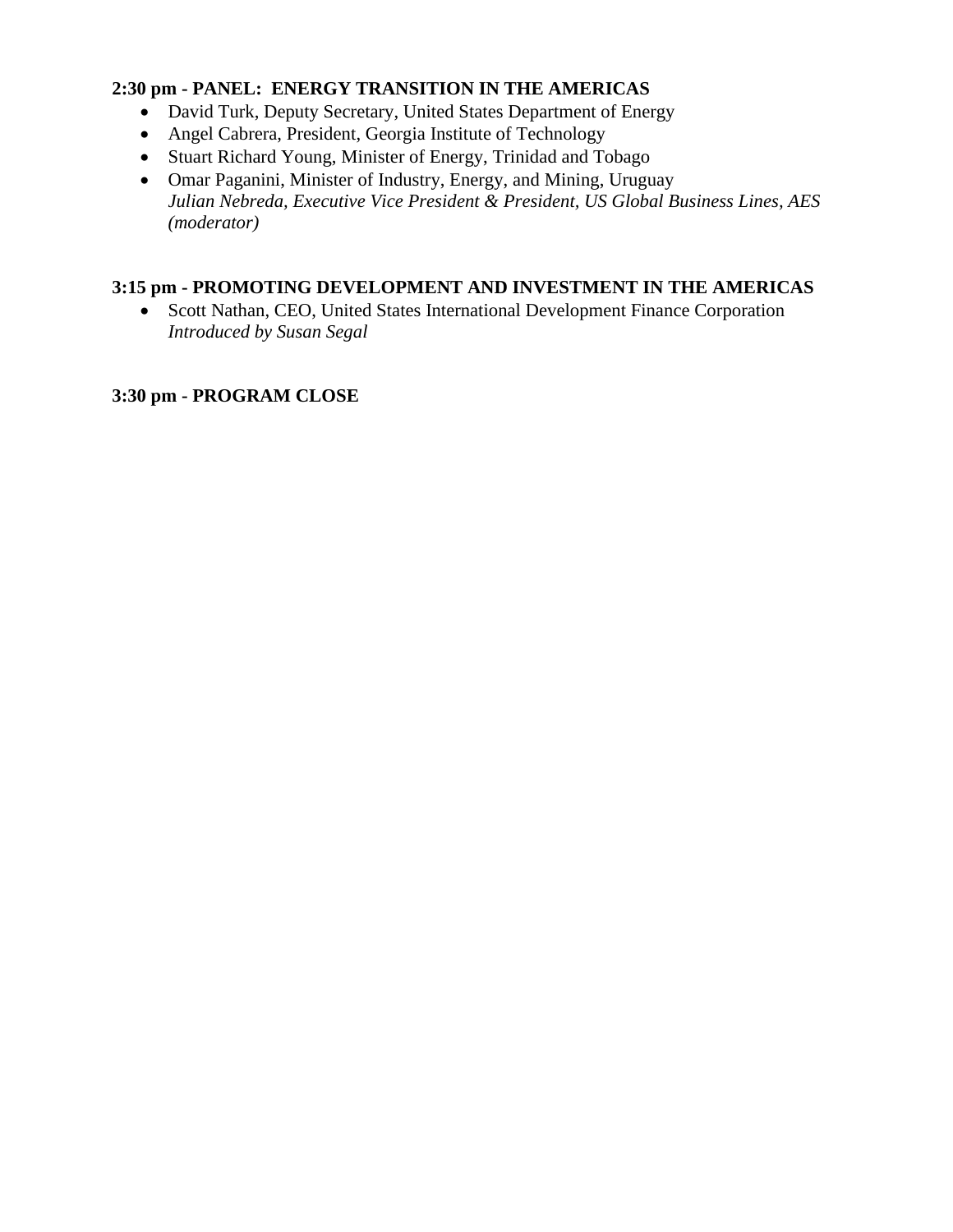**2:30 pm - PANEL: ENERGY TRANSITION IN THE AMERICAS**

- David Turk, Deputy Secretary, United States Department of Energy
- Angel Cabrera, President, Georgia Institute of Technology
- Stuart Richard Young, Minister of Energy, Trinidad and Tobago
- Omar Paganini, Minister of Industry, Energy, and Mining, Uruguay
  *Julian Nebreda, Executive Vice President & President, US Global Business Lines, AES (moderator)*

**3:15 pm - PROMOTING DEVELOPMENT AND INVESTMENT IN THE AMERICAS**

- Scott Nathan, CEO, United States International Development Finance Corporation
  *Introduced by Susan Segal*

**3:30 pm - PROGRAM CLOSE**